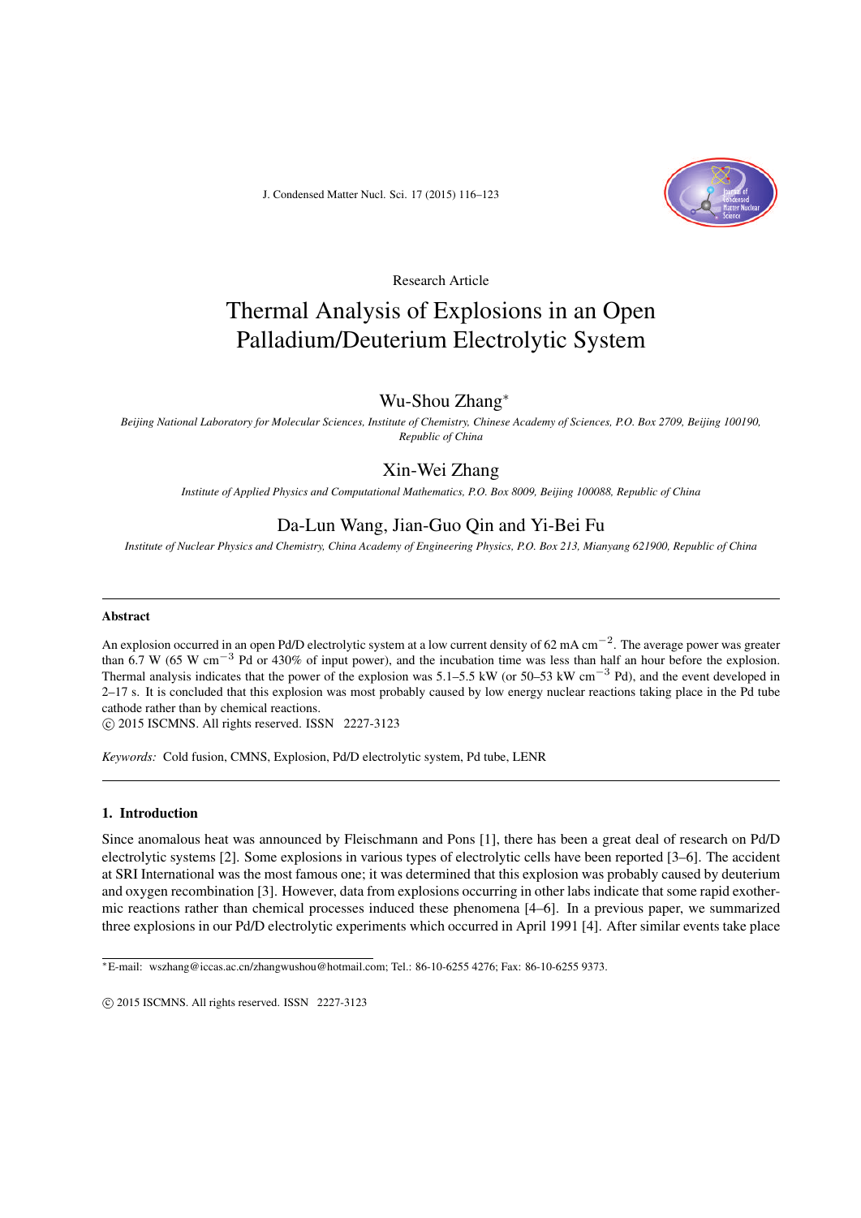Research Article

# Thermal Analysis of Explosions in an Open Palladium/Deuterium Electrolytic System

## Wu-Shou Zhang*

*Beijing National Laboratory for Molecular Sciences, Institute of Chemistry, Chinese Academy of Sciences, P.O. Box 2709, Beijing 100190, Republic of China*

## Xin-Wei Zhang

*Institute of Applied Physics and Computational Mathematics, P.O. Box 8009, Beijing 100088, Republic of China*

## Da-Lun Wang, Jian-Guo Qin and Yi-Bei Fu

*Institute of Nuclear Physics and Chemistry, China Academy of Engineering Physics, P.O. Box 213, Mianyang 621900, Republic of China*

---

**Abstract**

An explosion occurred in an open Pd/D electrolytic system at a low current density of 62 mA $cm^{-2}$. The average power was greater than 6.7 W (65 W $cm^{-3}$ Pd or 430% of input power), and the incubation time was less than half an hour before the explosion. Thermal analysis indicates that the power of the explosion was 5.1–5.5 kW (or 50–53 kW $cm^{-3}$ Pd), and the event developed in 2–17 s. It is concluded that this explosion was most probably caused by low energy nuclear reactions taking place in the Pd tube cathode rather than by chemical reactions.

© 2015 ISCMNS. All rights reserved. ISSN 2227-3123

*Keywords:* Cold fusion, CMNS, Explosion, Pd/D electrolytic system, Pd tube, LENR

---

## 1. Introduction

Since anomalous heat was announced by Fleischmann and Pons [1], there has been a great deal of research on Pd/D electrolytic systems [2]. Some explosions in various types of electrolytic cells have been reported [3–6]. The accident at SRI International was the most famous one; it was determined that this explosion was probably caused by deuterium and oxygen recombination [3]. However, data from explosions occurring in other labs indicate that some rapid exothermic reactions rather than chemical processes induced these phenomena [4–6]. In a previous paper, we summarized three explosions in our Pd/D electrolytic experiments which occurred in April 1991 [4]. After similar events take place

*E-mail: wszhang@iccas.ac.cn/zhangwushou@hotmail.com; Tel.: 86-10-6255 4276; Fax: 86-10-6255 9373.

© 2015 ISCMNS. All rights reserved. ISSN 2227-3123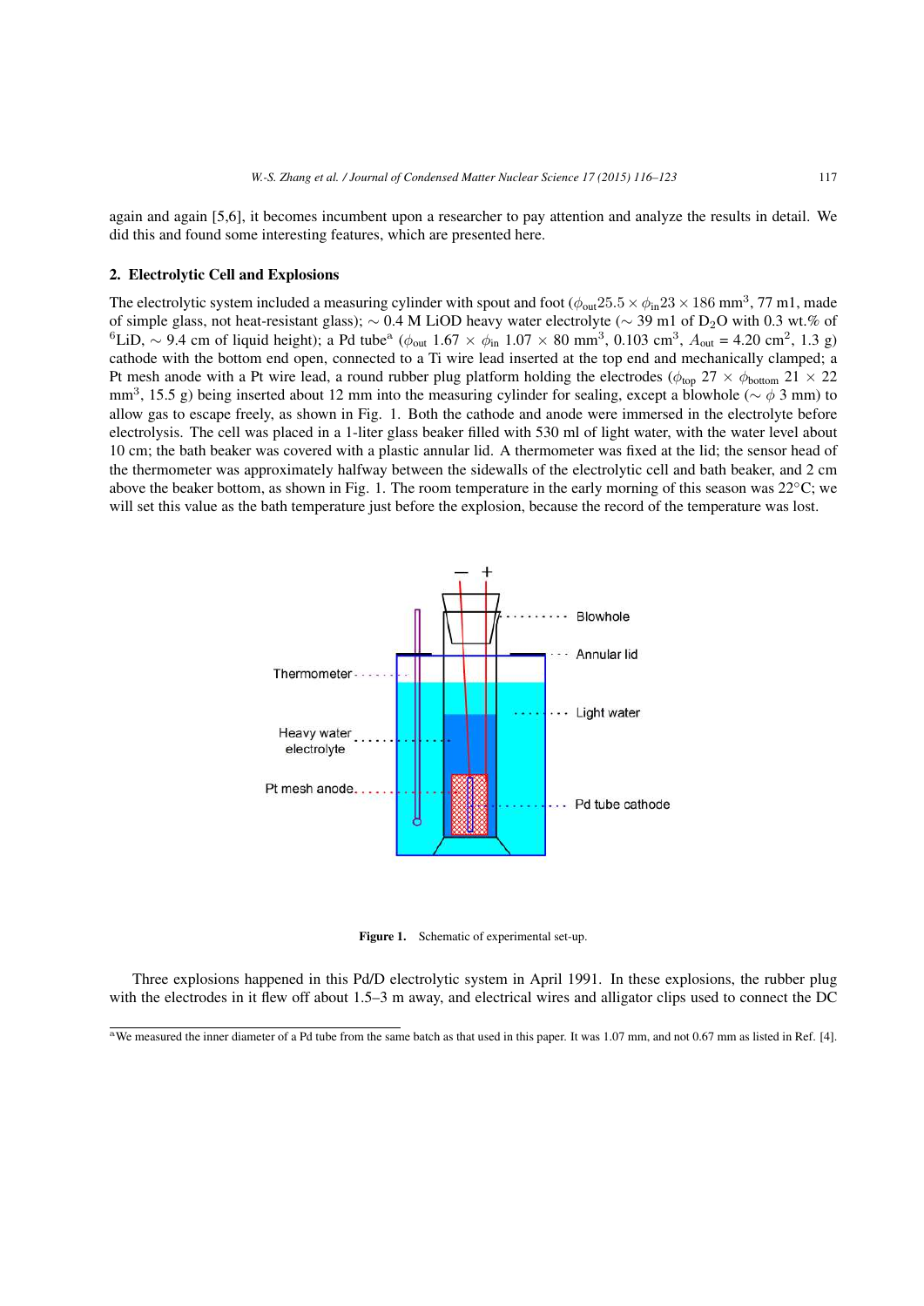again and again [5,6], it becomes incumbent upon a researcher to pay attention and analyze the results in detail. We did this and found some interesting features, which are presented here.

## 2. Electrolytic Cell and Explosions

The electrolytic system included a measuring cylinder with spout and foot ($\phi_{out}25.5 \times \phi_{in}23 \times 186$ mm$^3$, 77 ml, made of simple glass, not heat-resistant glass); ~ 0.4 M LiOD heavy water electrolyte (~ 39 ml of $D_2O$ with 0.3 wt.% of $^6$LiD, ~ 9.4 cm of liquid height); a Pd tube[a] ($\phi_{out}$ 1.67 × $\phi_{in}$ 1.07 × 80 mm$^3$, 0.103 cm$^3$, $A_{out}$ = 4.20 cm$^2$, 1.3 g) cathode with the bottom end open, connected to a Ti wire lead inserted at the top end and mechanically clamped; a Pt mesh anode with a Pt wire lead, a round rubber plug platform holding the electrodes ($\phi_{top}$ 27 × $\phi_{bottom}$ 21 × 22 mm$^3$, 15.5 g) being inserted about 12 mm into the measuring cylinder for sealing, except a blowhole (~ $\phi$ 3 mm) to allow gas to escape freely, as shown in Fig. 1. Both the cathode and anode were immersed in the electrolyte before electrolysis. The cell was placed in a 1-liter glass beaker filled with 530 ml of light water, with the water level about 10 cm; the bath beaker was covered with a plastic annular lid. A thermometer was fixed at the lid; the sensor head of the thermometer was approximately halfway between the sidewalls of the electrolytic cell and bath beaker, and 2 cm above the beaker bottom, as shown in Fig. 1. The room temperature in the early morning of this season was 22°C; we will set this value as the bath temperature just before the explosion, because the record of the temperature was lost.

**Figure 1.** Schematic of experimental set-up.

Three explosions happened in this Pd/D electrolytic system in April 1991. In these explosions, the rubber plug with the electrodes in it flew off about 1.5–3 m away, and electrical wires and alligator clips used to connect the DC

---

[a] We measured the inner diameter of a Pd tube from the same batch as that used in this paper. It was 1.07 mm, and not 0.67 mm as listed in Ref. [4].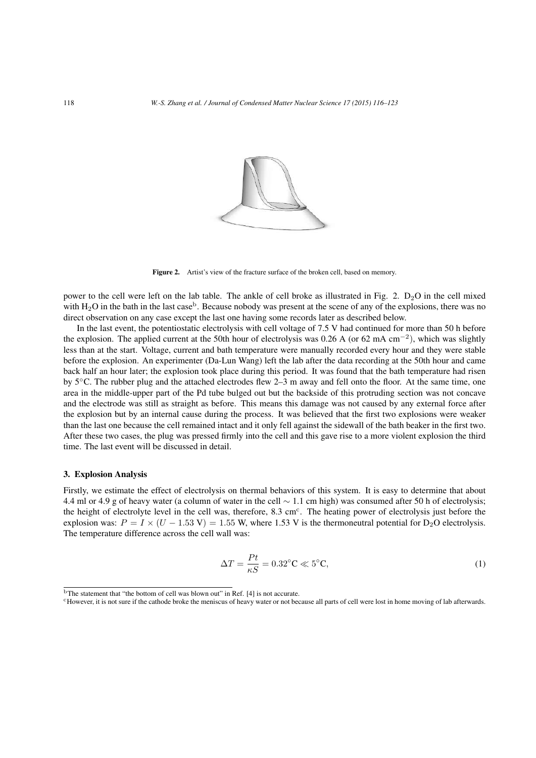Figure 2. Artist's view of the fracture surface of the broken cell, based on memory.

power to the cell were left on the lab table. The ankle of cell broke as illustrated in Fig. 2. $D_2O$ in the cell mixed with $H_2O$ in the bath in the last case[b]. Because nobody was present at the scene of any of the explosions, there was no direct observation on any case except the last one having some records later as described below.

In the last event, the potentiostatic electrolysis with cell voltage of 7.5 V had continued for more than 50 h before the explosion. The applied current at the 50th hour of electrolysis was 0.26 A (or 62 mA $cm^{-2}$), which was slightly less than at the start. Voltage, current and bath temperature were manually recorded every hour and they were stable before the explosion. An experimenter (Da-Lun Wang) left the lab after the data recording at the 50th hour and came back half an hour later; the explosion took place during this period. It was found that the bath temperature had risen by 5°C. The rubber plug and the attached electrodes flew 2–3 m away and fell onto the floor. At the same time, one area in the middle-upper part of the Pd tube bulged out but the backside of this protruding section was not concave and the electrode was still as straight as before. This means this damage was not caused by any external force after the explosion but by an internal cause during the process. It was believed that the first two explosions were weaker than the last one because the cell remained intact and it only fell against the sidewall of the bath beaker in the first two. After these two cases, the plug was pressed firmly into the cell and this gave rise to a more violent explosion the third time. The last event will be discussed in detail.

## 3. Explosion Analysis

Firstly, we estimate the effect of electrolysis on thermal behaviors of this system. It is easy to determine that about 4.4 ml or 4.9 g of heavy water (a column of water in the cell ∼ 1.1 cm high) was consumed after 50 h of electrolysis; the height of electrolyte level in the cell was, therefore, 8.3 cm[c]. The heating power of electrolysis just before the explosion was: $P = I \times (U - 1.53\text{ V}) = 1.55$ W, where 1.53 V is the thermoneutral potential for $D_2O$ electrolysis. The temperature difference across the cell wall was:

$$\Delta T = \frac{Pt}{\kappa S} = 0.32^{\circ}\text{C} \ll 5^{\circ}\text{C}, \tag{1}$$

[b] The statement that "the bottom of cell was blown out" in Ref. [4] is not accurate.

[c] However, it is not sure if the cathode broke the meniscus of heavy water or not because all parts of cell were lost in home moving of lab afterwards.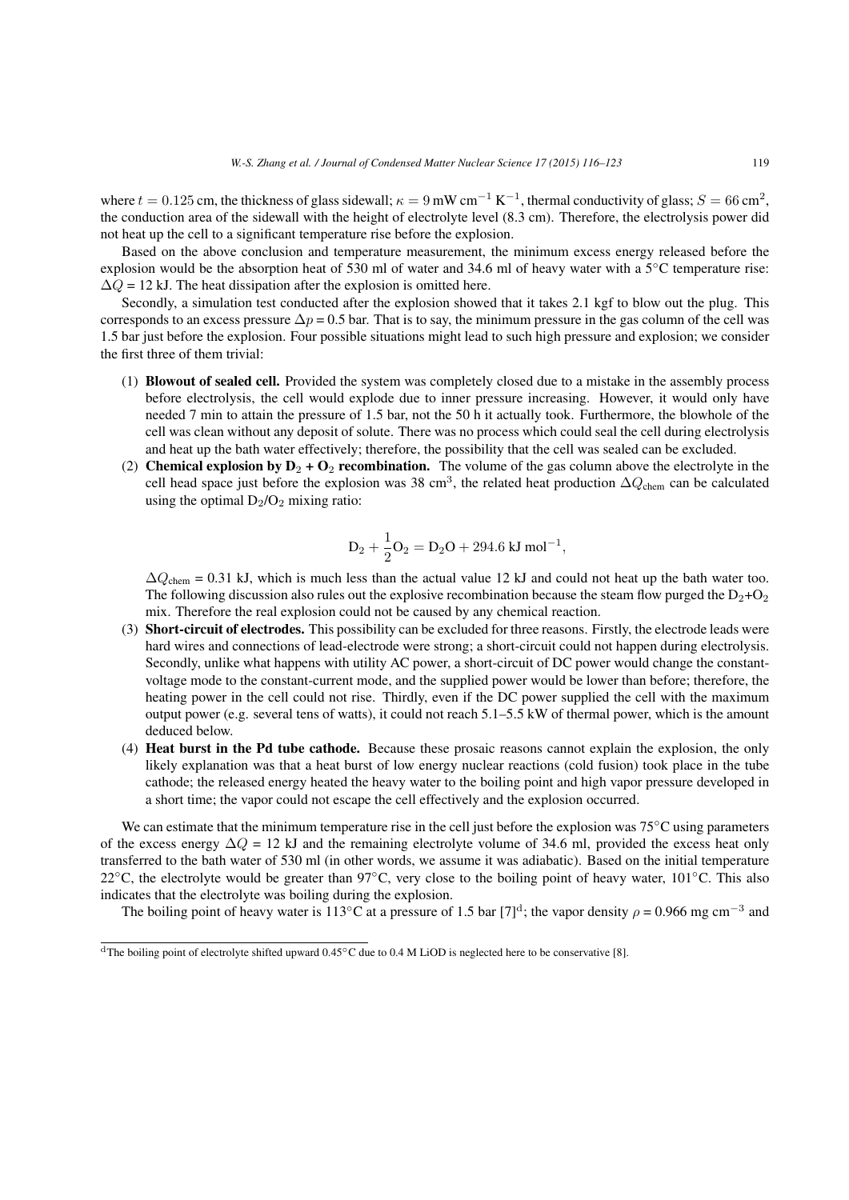where $t = 0.125$ cm, the thickness of glass sidewall; $\kappa = 9\,\text{mW cm}^{-1}\,\text{K}^{-1}$, thermal conductivity of glass; $S = 66\,\text{cm}^2$, the conduction area of the sidewall with the height of electrolyte level (8.3 cm). Therefore, the electrolysis power did not heat up the cell to a significant temperature rise before the explosion.

Based on the above conclusion and temperature measurement, the minimum excess energy released before the explosion would be the absorption heat of 530 ml of water and 34.6 ml of heavy water with a 5°C temperature rise: $\Delta Q$ = 12 kJ. The heat dissipation after the explosion is omitted here.

Secondly, a simulation test conducted after the explosion showed that it takes 2.1 kgf to blow out the plug. This corresponds to an excess pressure $\Delta p$ = 0.5 bar. That is to say, the minimum pressure in the gas column of the cell was 1.5 bar just before the explosion. Four possible situations might lead to such high pressure and explosion; we consider the first three of them trivial:

(1) **Blowout of sealed cell.** Provided the system was completely closed due to a mistake in the assembly process before electrolysis, the cell would explode due to inner pressure increasing. However, it would only have needed 7 min to attain the pressure of 1.5 bar, not the 50 h it actually took. Furthermore, the blowhole of the cell was clean without any deposit of solute. There was no process which could seal the cell during electrolysis and heat up the bath water effectively; therefore, the possibility that the cell was sealed can be excluded.

(2) **Chemical explosion by $D_2$ + $O_2$ recombination.** The volume of the gas column above the electrolyte in the cell head space just before the explosion was 38 cm$^3$, the related heat production $\Delta Q_{\text{chem}}$ can be calculated using the optimal $D_2/O_2$ mixing ratio:

$$D_2 + \frac{1}{2}O_2 = D_2O + 294.6\ \text{kJ mol}^{-1},$$

$\Delta Q_{\text{chem}}$ = 0.31 kJ, which is much less than the actual value 12 kJ and could not heat up the bath water too. The following discussion also rules out the explosive recombination because the steam flow purged the $D_2$+$O_2$ mix. Therefore the real explosion could not be caused by any chemical reaction.

(3) **Short-circuit of electrodes.** This possibility can be excluded for three reasons. Firstly, the electrode leads were hard wires and connections of lead-electrode were strong; a short-circuit could not happen during electrolysis. Secondly, unlike what happens with utility AC power, a short-circuit of DC power would change the constant-voltage mode to the constant-current mode, and the supplied power would be lower than before; therefore, the heating power in the cell could not rise. Thirdly, even if the DC power supplied the cell with the maximum output power (e.g. several tens of watts), it could not reach 5.1–5.5 kW of thermal power, which is the amount deduced below.

(4) **Heat burst in the Pd tube cathode.** Because these prosaic reasons cannot explain the explosion, the only likely explanation was that a heat burst of low energy nuclear reactions (cold fusion) took place in the tube cathode; the released energy heated the heavy water to the boiling point and high vapor pressure developed in a short time; the vapor could not escape the cell effectively and the explosion occurred.

We can estimate that the minimum temperature rise in the cell just before the explosion was 75°C using parameters of the excess energy $\Delta Q$ = 12 kJ and the remaining electrolyte volume of 34.6 ml, provided the excess heat only transferred to the bath water of 530 ml (in other words, we assume it was adiabatic). Based on the initial temperature 22°C, the electrolyte would be greater than 97°C, very close to the boiling point of heavy water, 101°C. This also indicates that the electrolyte was boiling during the explosion.

The boiling point of heavy water is 113°C at a pressure of 1.5 bar [7][d]; the vapor density $\rho$ = 0.966 mg cm$^{-3}$ and

[d] The boiling point of electrolyte shifted upward 0.45°C due to 0.4 M LiOD is neglected here to be conservative [8].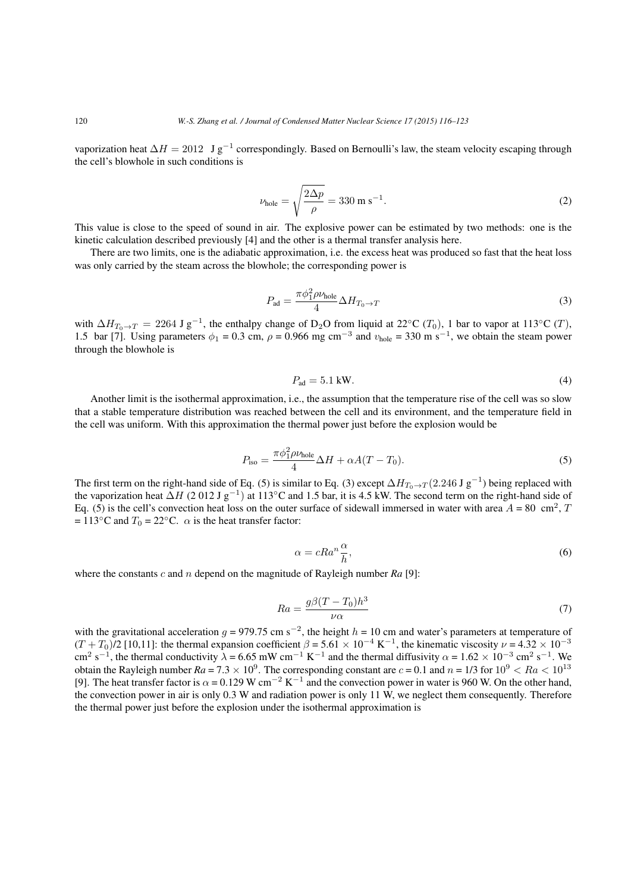vaporization heat $\Delta H = 2012$ J g$^{-1}$ correspondingly. Based on Bernoulli's law, the steam velocity escaping through the cell's blowhole in such conditions is

$$\nu_{\text{hole}} = \sqrt{\frac{2\Delta p}{\rho}} = 330 \text{ m s}^{-1}. \tag{2}$$

This value is close to the speed of sound in air. The explosive power can be estimated by two methods: one is the kinetic calculation described previously [4] and the other is a thermal transfer analysis here.

There are two limits, one is the adiabatic approximation, i.e. the excess heat was produced so fast that the heat loss was only carried by the steam across the blowhole; the corresponding power is

$$P_{\text{ad}} = \frac{\pi \phi_1^2 \rho \nu_{\text{hole}}}{4} \Delta H_{T_0 \to T} \tag{3}$$

with $\Delta H_{T_0 \to T} = 2264$ J g$^{-1}$, the enthalpy change of $D_2O$ from liquid at 22°C ($T_0$), 1 bar to vapor at 113°C ($T$), 1.5 bar [7]. Using parameters $\phi_1$ = 0.3 cm, $\rho$ = 0.966 mg cm$^{-3}$ and $\upsilon_{\text{hole}}$ = 330 m s$^{-1}$, we obtain the steam power through the blowhole is

$$P_{\text{ad}} = 5.1 \text{ kW}. \tag{4}$$

Another limit is the isothermal approximation, i.e., the assumption that the temperature rise of the cell was so slow that a stable temperature distribution was reached between the cell and its environment, and the temperature field in the cell was uniform. With this approximation the thermal power just before the explosion would be

$$P_{\text{iso}} = \frac{\pi \phi_1^2 \rho \nu_{\text{hole}}}{4} \Delta H + \alpha A (T - T_0). \tag{5}$$

The first term on the right-hand side of Eq. (5) is similar to Eq. (3) except $\Delta H_{T_0 \to T}$(2.246 J g$^{-1}$) being replaced with the vaporization heat $\Delta H$ (2 012 J g$^{-1}$) at 113°C and 1.5 bar, it is 4.5 kW. The second term on the right-hand side of Eq. (5) is the cell's convection heat loss on the outer surface of sidewall immersed in water with area $A$ = 80 cm$^2$, $T$ = 113°C and $T_0$ = 22°C. $\alpha$ is the heat transfer factor:

$$\alpha = c Ra^n \frac{\alpha}{h}, \tag{6}$$

where the constants $c$ and $n$ depend on the magnitude of Rayleigh number *Ra* [9]:

$$Ra = \frac{g \beta (T - T_0) h^3}{\nu \alpha} \tag{7}$$

with the gravitational acceleration $g$ = 979.75 cm s$^{-2}$, the height $h$ = 10 cm and water's parameters at temperature of $(T + T_0)/2$ [10,11]: the thermal expansion coefficient $\beta$ = 5.61 × 10$^{-4}$ K$^{-1}$, the kinematic viscosity $\nu$ = 4.32 × 10$^{-3}$ cm$^2$ s$^{-1}$, the thermal conductivity $\lambda$ = 6.65 mW cm$^{-1}$ K$^{-1}$ and the thermal diffusivity $\alpha$ = 1.62 × 10$^{-3}$ cm$^2$ s$^{-1}$. We obtain the Rayleigh number *Ra* = 7.3 × 10$^9$. The corresponding constant are $c$ = 0.1 and $n$ = 1/3 for $10^9 < Ra < 10^{13}$ [9]. The heat transfer factor is $\alpha$ = 0.129 W cm$^{-2}$ K$^{-1}$ and the convection power in water is 960 W. On the other hand, the convection power in air is only 0.3 W and radiation power is only 11 W, we neglect them consequently. Therefore the thermal power just before the explosion under the isothermal approximation is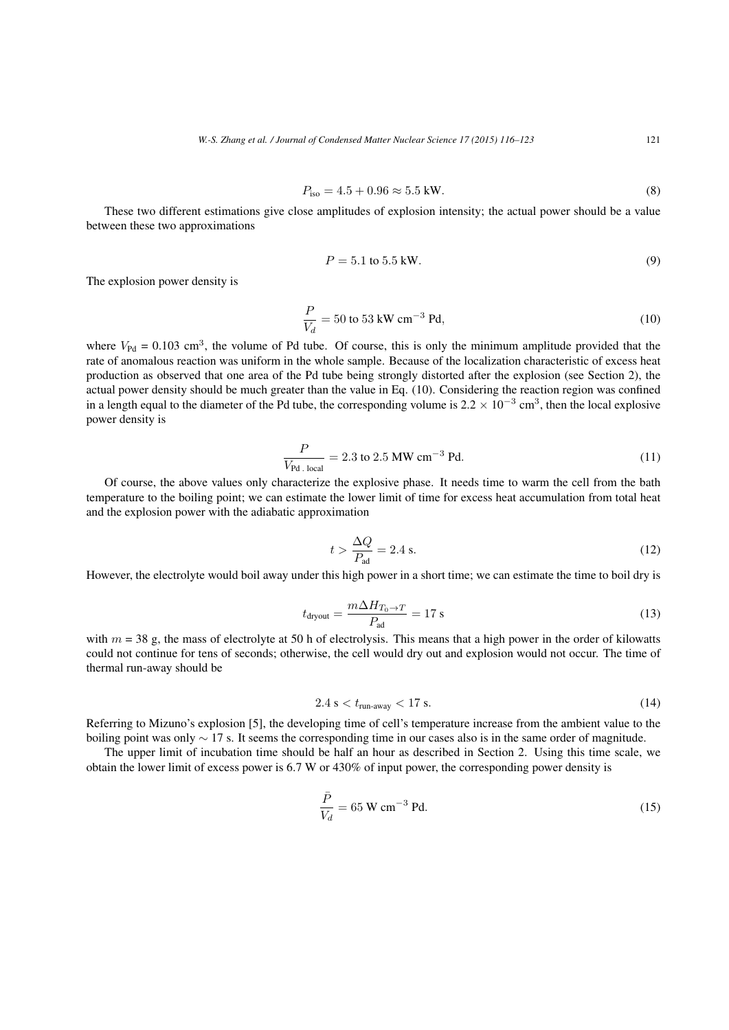$$P_{\text{iso}} = 4.5 + 0.96 \approx 5.5 \text{ kW}. \tag{8}$$

These two different estimations give close amplitudes of explosion intensity; the actual power should be a value between these two approximations

$$P = 5.1 \text{ to } 5.5 \text{ kW}. \tag{9}$$

The explosion power density is

$$\frac{P}{V_d} = 50 \text{ to } 53 \text{ kW cm}^{-3} \text{ Pd}, \tag{10}$$

where $V_{\text{Pd}}$ = 0.103 cm$^3$, the volume of Pd tube. Of course, this is only the minimum amplitude provided that the rate of anomalous reaction was uniform in the whole sample. Because of the localization characteristic of excess heat production as observed that one area of the Pd tube being strongly distorted after the explosion (see Section 2), the actual power density should be much greater than the value in Eq. (10). Considering the reaction region was confined in a length equal to the diameter of the Pd tube, the corresponding volume is $2.2 \times 10^{-3}$ cm$^3$, then the local explosive power density is

$$\frac{P}{V_{\text{Pd . local}}} = 2.3 \text{ to } 2.5 \text{ MW cm}^{-3} \text{ Pd}. \tag{11}$$

Of course, the above values only characterize the explosive phase. It needs time to warm the cell from the bath temperature to the boiling point; we can estimate the lower limit of time for excess heat accumulation from total heat and the explosion power with the adiabatic approximation

$$t > \frac{\Delta Q}{P_{\text{ad}}} = 2.4 \text{ s}. \tag{12}$$

However, the electrolyte would boil away under this high power in a short time; we can estimate the time to boil dry is

$$t_{\text{dryout}} = \frac{m \Delta H_{T_0 \to T}}{P_{\text{ad}}} = 17 \text{ s} \tag{13}$$

with $m$ = 38 g, the mass of electrolyte at 50 h of electrolysis. This means that a high power in the order of kilowatts could not continue for tens of seconds; otherwise, the cell would dry out and explosion would not occur. The time of thermal run-away should be

$$2.4 \text{ s} < t_{\text{run-away}} < 17 \text{ s}. \tag{14}$$

Referring to Mizuno's explosion [5], the developing time of cell's temperature increase from the ambient value to the boiling point was only $\sim$ 17 s. It seems the corresponding time in our cases also is in the same order of magnitude.

The upper limit of incubation time should be half an hour as described in Section 2. Using this time scale, we obtain the lower limit of excess power is 6.7 W or 430% of input power, the corresponding power density is

$$\frac{\bar{P}}{V_d} = 65 \text{ W cm}^{-3} \text{ Pd}. \tag{15}$$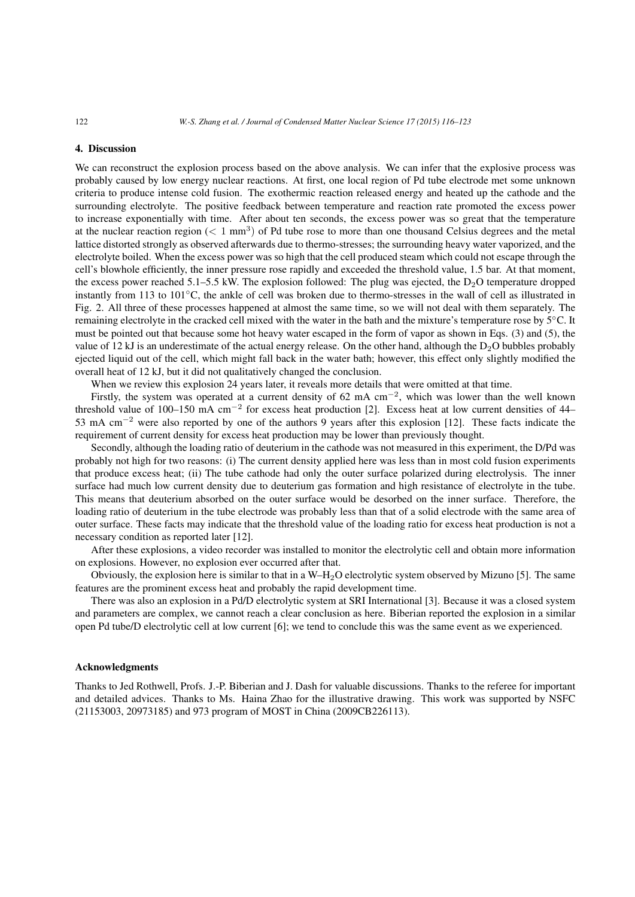## 4. Discussion

We can reconstruct the explosion process based on the above analysis. We can infer that the explosive process was probably caused by low energy nuclear reactions. At first, one local region of Pd tube electrode met some unknown criteria to produce intense cold fusion. The exothermic reaction released energy and heated up the cathode and the surrounding electrolyte. The positive feedback between temperature and reaction rate promoted the excess power to increase exponentially with time. After about ten seconds, the excess power was so great that the temperature at the nuclear reaction region ($< 1$ mm$^3$) of Pd tube rose to more than one thousand Celsius degrees and the metal lattice distorted strongly as observed afterwards due to thermo-stresses; the surrounding heavy water vaporized, and the electrolyte boiled. When the excess power was so high that the cell produced steam which could not escape through the cell's blowhole efficiently, the inner pressure rose rapidly and exceeded the threshold value, 1.5 bar. At that moment, the excess power reached 5.1–5.5 kW. The explosion followed: The plug was ejected, the $D_2O$ temperature dropped instantly from 113 to 101°C, the ankle of cell was broken due to thermo-stresses in the wall of cell as illustrated in Fig. 2. All three of these processes happened at almost the same time, so we will not deal with them separately. The remaining electrolyte in the cracked cell mixed with the water in the bath and the mixture's temperature rose by 5°C. It must be pointed out that because some hot heavy water escaped in the form of vapor as shown in Eqs. (3) and (5), the value of 12 kJ is an underestimate of the actual energy release. On the other hand, although the $D_2O$ bubbles probably ejected liquid out of the cell, which might fall back in the water bath; however, this effect only slightly modified the overall heat of 12 kJ, but it did not qualitatively changed the conclusion.

When we review this explosion 24 years later, it reveals more details that were omitted at that time.

Firstly, the system was operated at a current density of 62 mA cm$^{-2}$, which was lower than the well known threshold value of 100–150 mA cm$^{-2}$ for excess heat production [2]. Excess heat at low current densities of 44–53 mA cm$^{-2}$ were also reported by one of the authors 9 years after this explosion [12]. These facts indicate the requirement of current density for excess heat production may be lower than previously thought.

Secondly, although the loading ratio of deuterium in the cathode was not measured in this experiment, the D/Pd was probably not high for two reasons: (i) The current density applied here was less than in most cold fusion experiments that produce excess heat; (ii) The tube cathode had only the outer surface polarized during electrolysis. The inner surface had much low current density due to deuterium gas formation and high resistance of electrolyte in the tube. This means that deuterium absorbed on the outer surface would be desorbed on the inner surface. Therefore, the loading ratio of deuterium in the tube electrode was probably less than that of a solid electrode with the same area of outer surface. These facts may indicate that the threshold value of the loading ratio for excess heat production is not a necessary condition as reported later [12].

After these explosions, a video recorder was installed to monitor the electrolytic cell and obtain more information on explosions. However, no explosion ever occurred after that.

Obviously, the explosion here is similar to that in a W–$H_2O$ electrolytic system observed by Mizuno [5]. The same features are the prominent excess heat and probably the rapid development time.

There was also an explosion in a Pd/D electrolytic system at SRI International [3]. Because it was a closed system and parameters are complex, we cannot reach a clear conclusion as here. Biberian reported the explosion in a similar open Pd tube/D electrolytic cell at low current [6]; we tend to conclude this was the same event as we experienced.

## Acknowledgments

Thanks to Jed Rothwell, Profs. J.-P. Biberian and J. Dash for valuable discussions. Thanks to the referee for important and detailed advices. Thanks to Ms. Haina Zhao for the illustrative drawing. This work was supported by NSFC (21153003, 20973185) and 973 program of MOST in China (2009CB226113).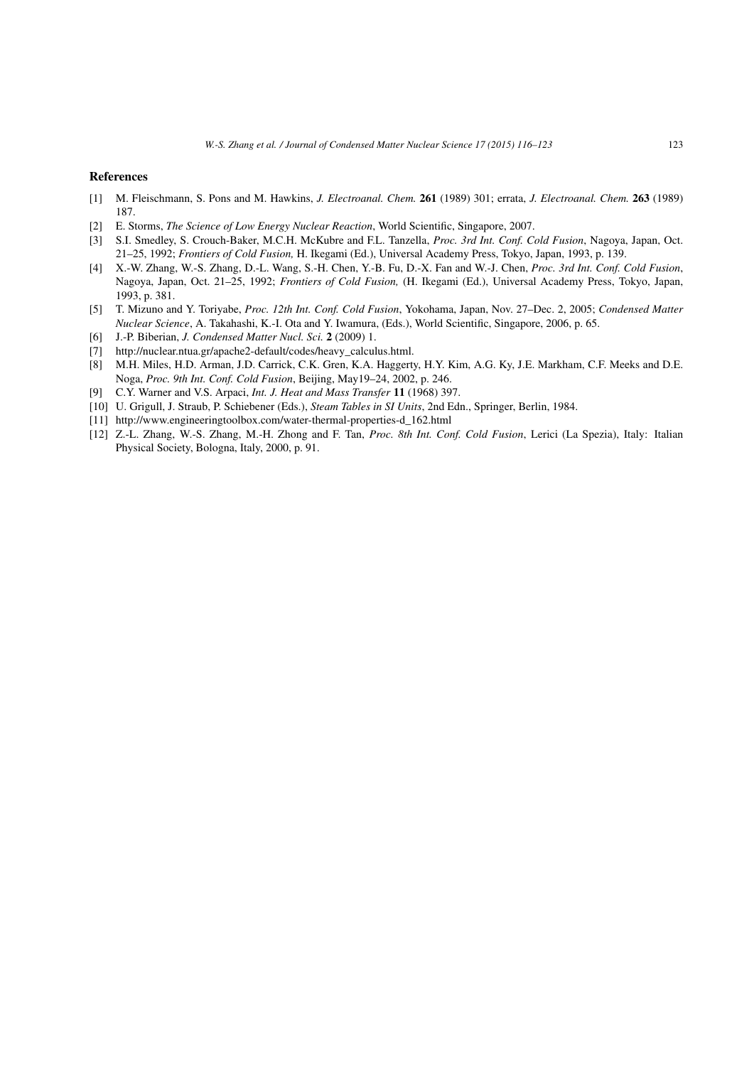## References

[1] M. Fleischmann, S. Pons and M. Hawkins, *J. Electroanal. Chem.* **261** (1989) 301; errata, *J. Electroanal. Chem.* **263** (1989) 187.

[2] E. Storms, *The Science of Low Energy Nuclear Reaction*, World Scientific, Singapore, 2007.

[3] S.I. Smedley, S. Crouch-Baker, M.C.H. McKubre and F.L. Tanzella, *Proc. 3rd Int. Conf. Cold Fusion*, Nagoya, Japan, Oct. 21–25, 1992; *Frontiers of Cold Fusion,* H. Ikegami (Ed.), Universal Academy Press, Tokyo, Japan, 1993, p. 139.

[4] X.-W. Zhang, W.-S. Zhang, D.-L. Wang, S.-H. Chen, Y.-B. Fu, D.-X. Fan and W.-J. Chen, *Proc. 3rd Int. Conf. Cold Fusion*, Nagoya, Japan, Oct. 21–25, 1992; *Frontiers of Cold Fusion,* (H. Ikegami (Ed.), Universal Academy Press, Tokyo, Japan, 1993, p. 381.

[5] T. Mizuno and Y. Toriyabe, *Proc. 12th Int. Conf. Cold Fusion*, Yokohama, Japan, Nov. 27–Dec. 2, 2005; *Condensed Matter Nuclear Science*, A. Takahashi, K.-I. Ota and Y. Iwamura, (Eds.), World Scientific, Singapore, 2006, p. 65.

[6] J.-P. Biberian, *J. Condensed Matter Nucl. Sci.* **2** (2009) 1.

[7] http://nuclear.ntua.gr/apache2-default/codes/heavy_calculus.html.

[8] M.H. Miles, H.D. Arman, J.D. Carrick, C.K. Gren, K.A. Haggerty, H.Y. Kim, A.G. Ky, J.E. Markham, C.F. Meeks and D.E. Noga, *Proc. 9th Int. Conf. Cold Fusion*, Beijing, May19–24, 2002, p. 246.

[9] C.Y. Warner and V.S. Arpaci, *Int. J. Heat and Mass Transfer* **11** (1968) 397.

[10] U. Grigull, J. Straub, P. Schiebener (Eds.), *Steam Tables in SI Units*, 2nd Edn., Springer, Berlin, 1984.

[11] http://www.engineeringtoolbox.com/water-thermal-properties-d_162.html

[12] Z.-L. Zhang, W.-S. Zhang, M.-H. Zhong and F. Tan, *Proc. 8th Int. Conf. Cold Fusion*, Lerici (La Spezia), Italy: Italian Physical Society, Bologna, Italy, 2000, p. 91.